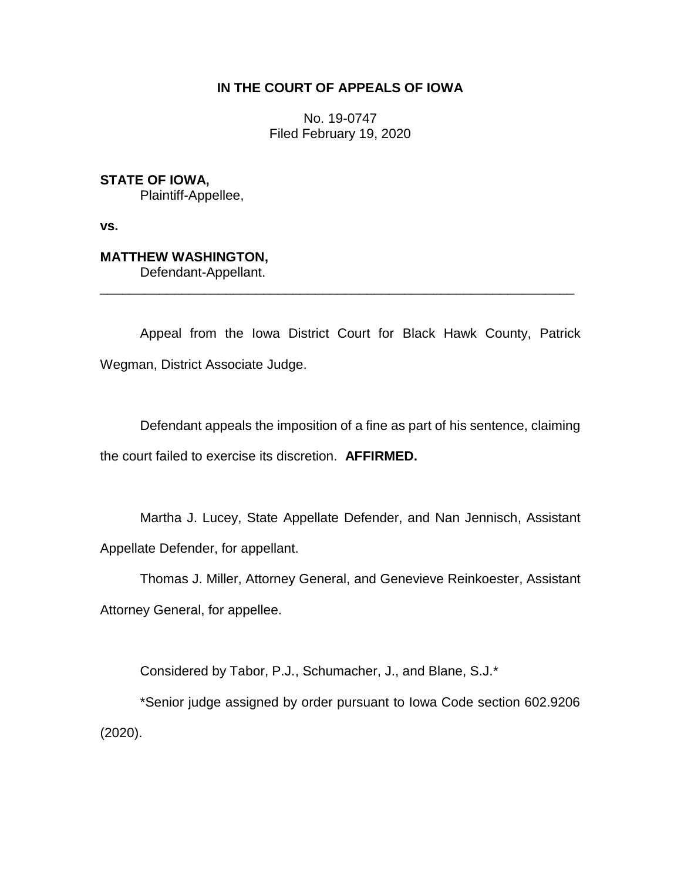# IN THE COURT OF APPEALS OF IOWA

No. 19-0747
Filed February 19, 2020

**STATE OF IOWA,**
Plaintiff-Appellee,

**vs.**

**MATTHEW WASHINGTON,**
Defendant-Appellant.

---

Appeal from the Iowa District Court for Black Hawk County, Patrick Wegman, District Associate Judge.

Defendant appeals the imposition of a fine as part of his sentence, claiming the court failed to exercise its discretion. **AFFIRMED.**

Martha J. Lucey, State Appellate Defender, and Nan Jennisch, Assistant Appellate Defender, for appellant.

Thomas J. Miller, Attorney General, and Genevieve Reinkoester, Assistant Attorney General, for appellee.

Considered by Tabor, P.J., Schumacher, J., and Blane, S.J.*

*Senior judge assigned by order pursuant to Iowa Code section 602.9206 (2020).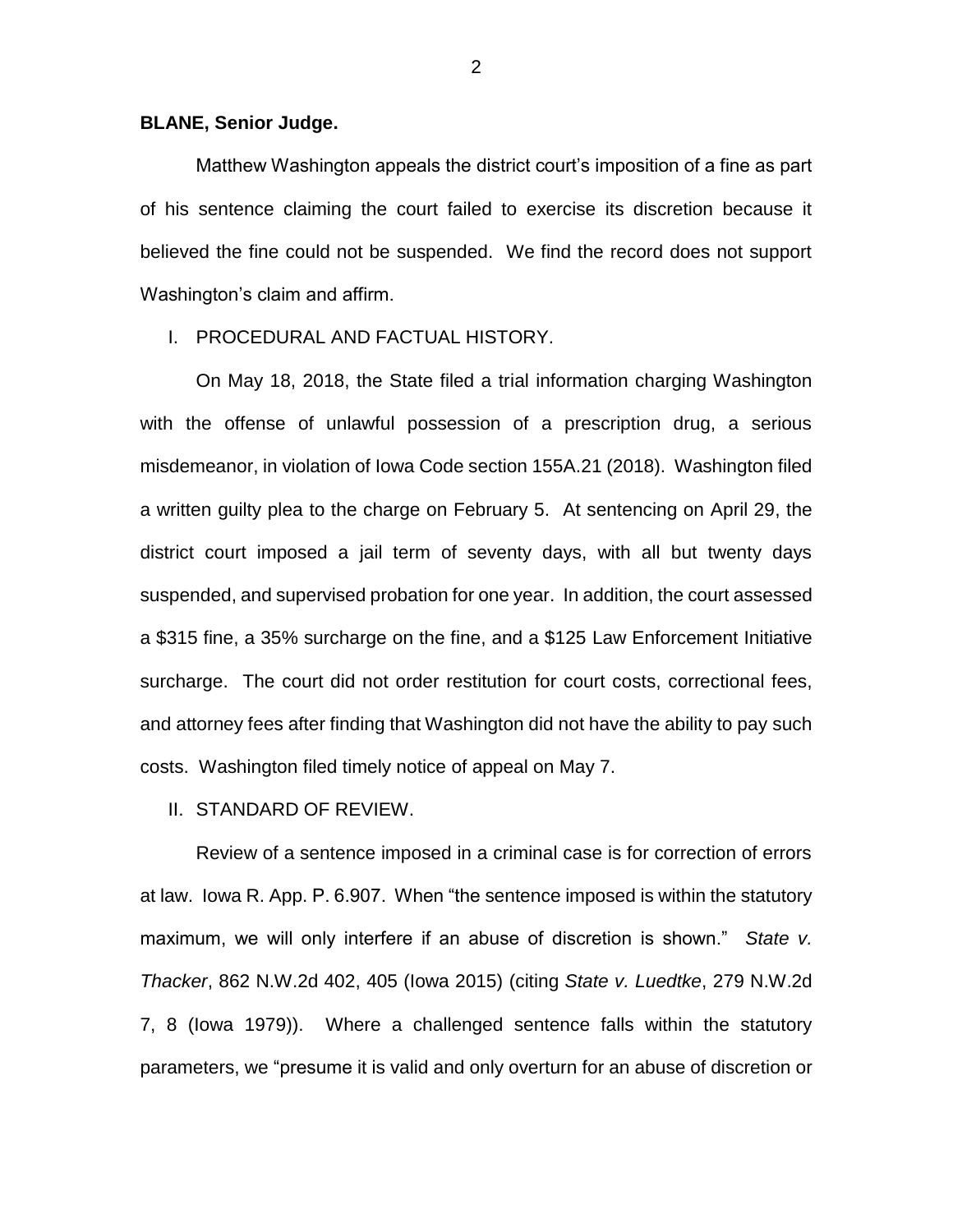**BLANE, Senior Judge.**

Matthew Washington appeals the district court's imposition of a fine as part of his sentence claiming the court failed to exercise its discretion because it believed the fine could not be suspended. We find the record does not support Washington's claim and affirm.

I. PROCEDURAL AND FACTUAL HISTORY.

On May 18, 2018, the State filed a trial information charging Washington with the offense of unlawful possession of a prescription drug, a serious misdemeanor, in violation of Iowa Code section 155A.21 (2018). Washington filed a written guilty plea to the charge on February 5. At sentencing on April 29, the district court imposed a jail term of seventy days, with all but twenty days suspended, and supervised probation for one year. In addition, the court assessed a $315 fine, a 35% surcharge on the fine, and a $125 Law Enforcement Initiative surcharge. The court did not order restitution for court costs, correctional fees, and attorney fees after finding that Washington did not have the ability to pay such costs. Washington filed timely notice of appeal on May 7.

II. STANDARD OF REVIEW.

Review of a sentence imposed in a criminal case is for correction of errors at law. Iowa R. App. P. 6.907. When "the sentence imposed is within the statutory maximum, we will only interfere if an abuse of discretion is shown." *State v. Thacker*, 862 N.W.2d 402, 405 (Iowa 2015) (citing *State v. Luedtke*, 279 N.W.2d 7, 8 (Iowa 1979)). Where a challenged sentence falls within the statutory parameters, we "presume it is valid and only overturn for an abuse of discretion or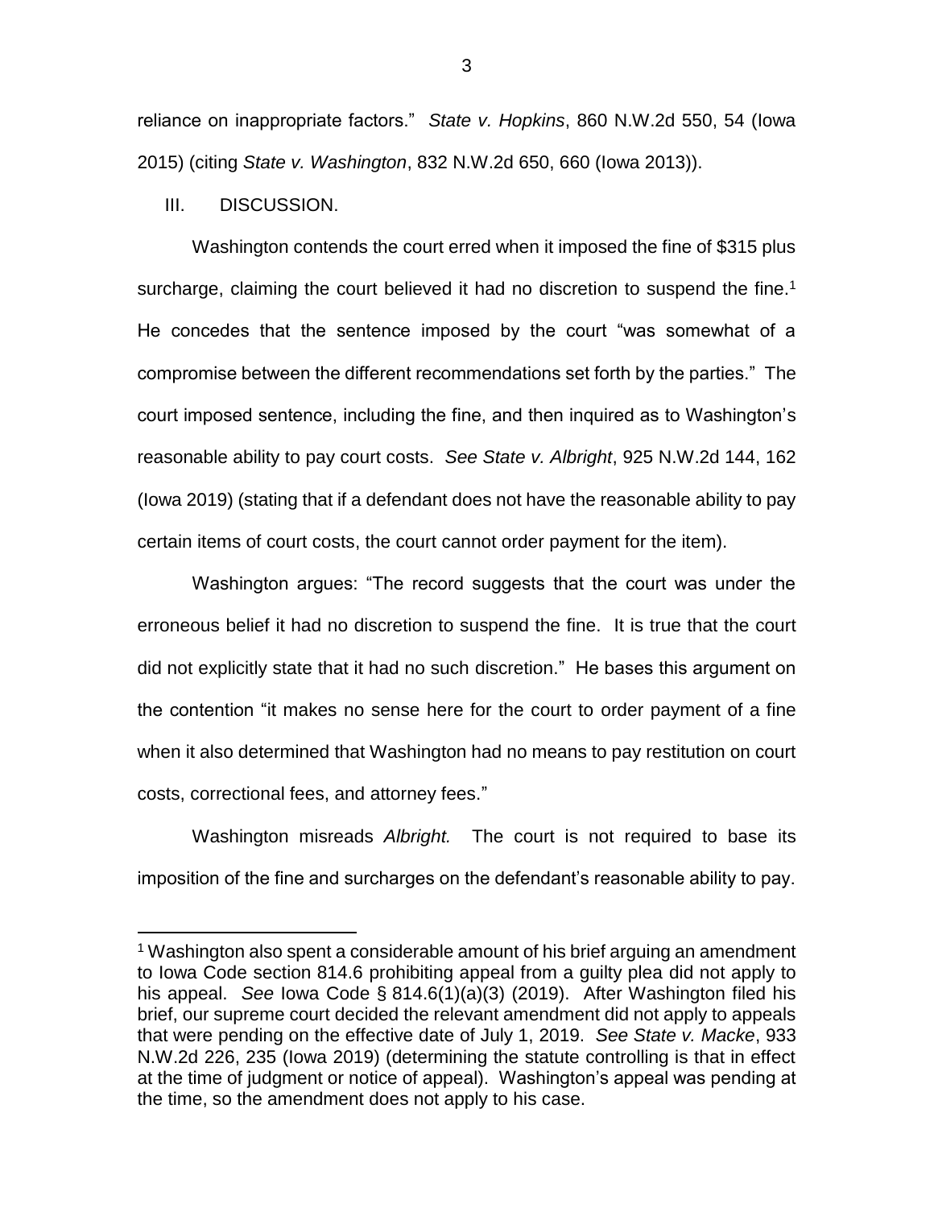reliance on inappropriate factors." *State v. Hopkins*, 860 N.W.2d 550, 54 (Iowa 2015) (citing *State v. Washington*, 832 N.W.2d 650, 660 (Iowa 2013)).

III. DISCUSSION.

Washington contends the court erred when it imposed the fine of $315 plus surcharge, claiming the court believed it had no discretion to suspend the fine.[1] He concedes that the sentence imposed by the court "was somewhat of a compromise between the different recommendations set forth by the parties." The court imposed sentence, including the fine, and then inquired as to Washington's reasonable ability to pay court costs. *See State v. Albright*, 925 N.W.2d 144, 162 (Iowa 2019) (stating that if a defendant does not have the reasonable ability to pay certain items of court costs, the court cannot order payment for the item).

Washington argues: "The record suggests that the court was under the erroneous belief it had no discretion to suspend the fine. It is true that the court did not explicitly state that it had no such discretion." He bases this argument on the contention "it makes no sense here for the court to order payment of a fine when it also determined that Washington had no means to pay restitution on court costs, correctional fees, and attorney fees."

Washington misreads *Albright.* The court is not required to base its imposition of the fine and surcharges on the defendant's reasonable ability to pay.

[1] Washington also spent a considerable amount of his brief arguing an amendment to Iowa Code section 814.6 prohibiting appeal from a guilty plea did not apply to his appeal. *See* Iowa Code § 814.6(1)(a)(3) (2019). After Washington filed his brief, our supreme court decided the relevant amendment did not apply to appeals that were pending on the effective date of July 1, 2019. *See State v. Macke*, 933 N.W.2d 226, 235 (Iowa 2019) (determining the statute controlling is that in effect at the time of judgment or notice of appeal). Washington's appeal was pending at the time, so the amendment does not apply to his case.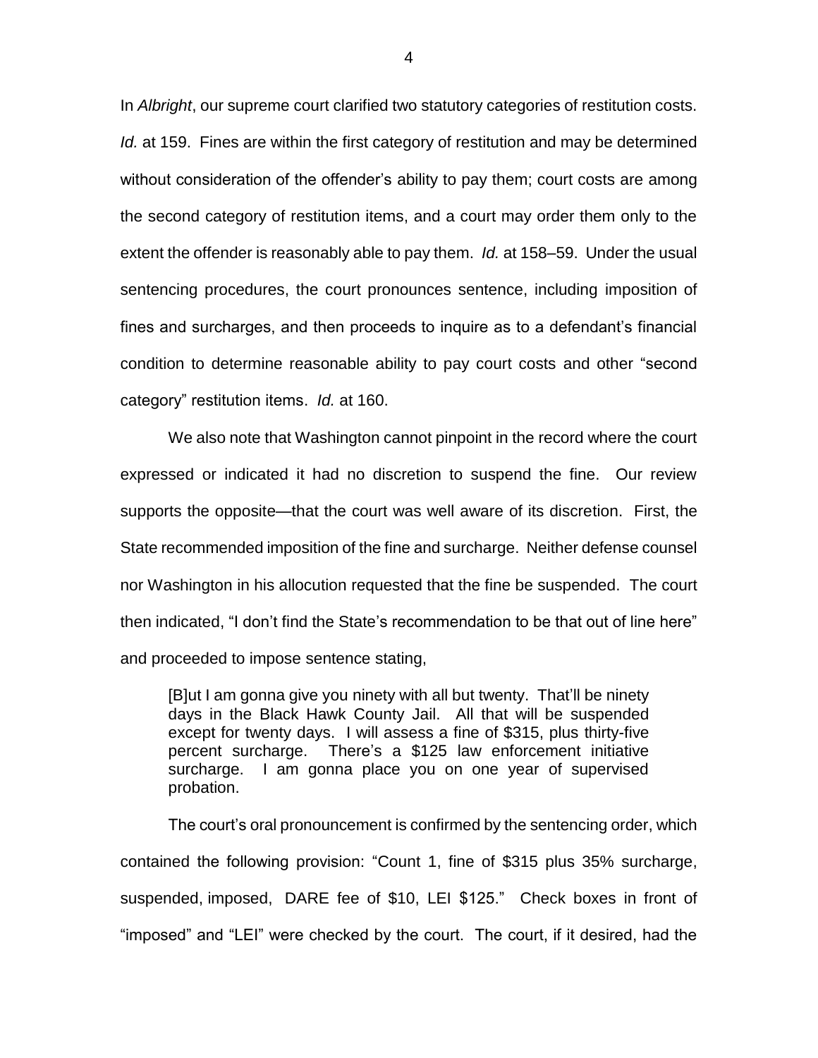In *Albright*, our supreme court clarified two statutory categories of restitution costs. *Id.* at 159. Fines are within the first category of restitution and may be determined without consideration of the offender's ability to pay them; court costs are among the second category of restitution items, and a court may order them only to the extent the offender is reasonably able to pay them. *Id.* at 158–59. Under the usual sentencing procedures, the court pronounces sentence, including imposition of fines and surcharges, and then proceeds to inquire as to a defendant's financial condition to determine reasonable ability to pay court costs and other "second category" restitution items. *Id.* at 160.

We also note that Washington cannot pinpoint in the record where the court expressed or indicated it had no discretion to suspend the fine. Our review supports the opposite—that the court was well aware of its discretion. First, the State recommended imposition of the fine and surcharge. Neither defense counsel nor Washington in his allocution requested that the fine be suspended. The court then indicated, "I don't find the State's recommendation to be that out of line here" and proceeded to impose sentence stating,

> [B]ut I am gonna give you ninety with all but twenty. That'll be ninety days in the Black Hawk County Jail. All that will be suspended except for twenty days. I will assess a fine of $315, plus thirty-five percent surcharge. There's a $125 law enforcement initiative surcharge. I am gonna place you on one year of supervised probation.

The court's oral pronouncement is confirmed by the sentencing order, which contained the following provision: "Count 1, fine of $315 plus 35% surcharge, suspended, imposed, DARE fee of $10, LEI $125." Check boxes in front of "imposed" and "LEI" were checked by the court. The court, if it desired, had the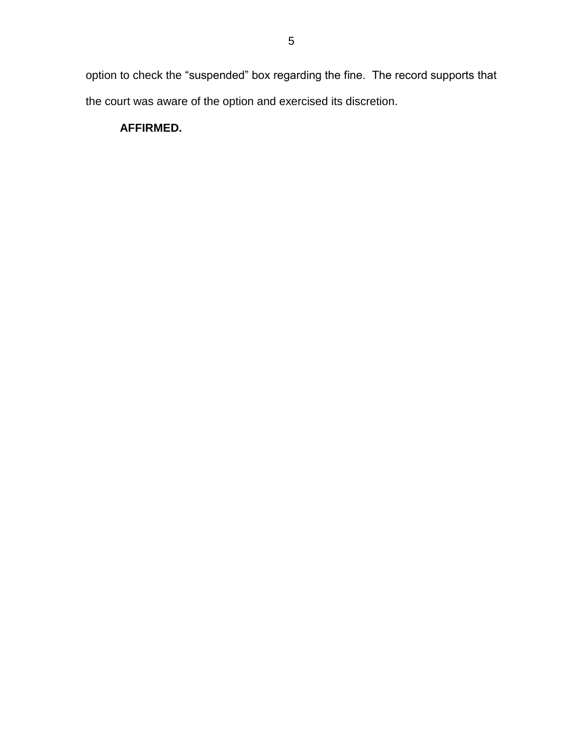option to check the “suspended” box regarding the fine. The record supports that the court was aware of the option and exercised its discretion.

**AFFIRMED.**